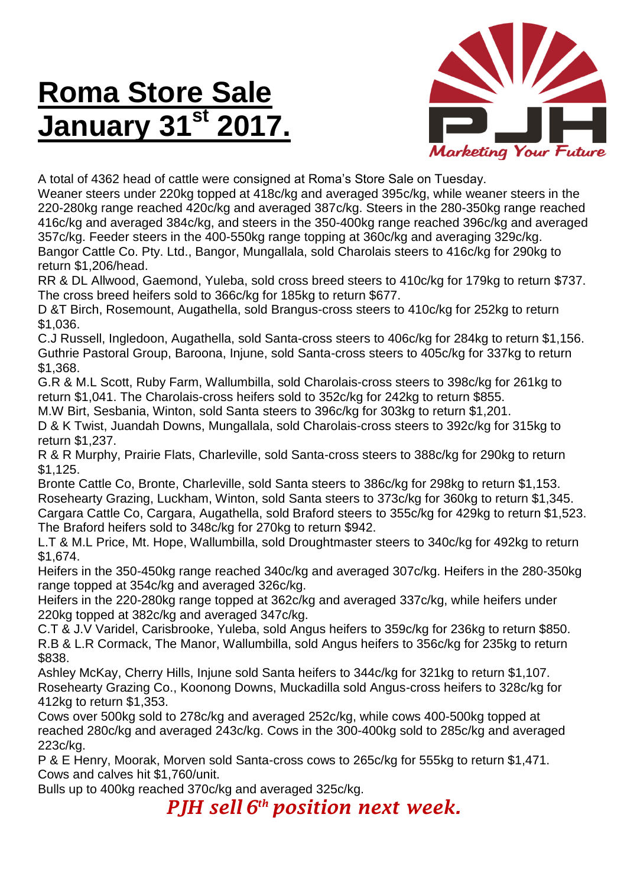# Roma Store Sale January 31st 2017.

A total of 4362 head of cattle were consigned at Roma's Store Sale on Tuesday.

Weaner steers under 220kg topped at 418c/kg and averaged 395c/kg, while weaner steers in the 220-280kg range reached 420c/kg and averaged 387c/kg. Steers in the 280-350kg range reached 416c/kg and averaged 384c/kg, and steers in the 350-400kg range reached 396c/kg and averaged 357c/kg. Feeder steers in the 400-550kg range topping at 360c/kg and averaging 329c/kg.

Bangor Cattle Co. Pty. Ltd., Bangor, Mungallala, sold Charolais steers to 416c/kg for 290kg to return $1,206/head.

RR & DL Allwood, Gaemond, Yuleba, sold cross breed steers to 410c/kg for 179kg to return $737. The cross breed heifers sold to 366c/kg for 185kg to return $677.

D &T Birch, Rosemount, Augathella, sold Brangus-cross steers to 410c/kg for 252kg to return $1,036.

C.J Russell, Ingledoon, Augathella, sold Santa-cross steers to 406c/kg for 284kg to return $1,156.

Guthrie Pastoral Group, Baroona, Injune, sold Santa-cross steers to 405c/kg for 337kg to return $1,368.

G.R & M.L Scott, Ruby Farm, Wallumbilla, sold Charolais-cross steers to 398c/kg for 261kg to return $1,041. The Charolais-cross heifers sold to 352c/kg for 242kg to return $855.

M.W Birt, Sesbania, Winton, sold Santa steers to 396c/kg for 303kg to return $1,201.

D & K Twist, Juandah Downs, Mungallala, sold Charolais-cross steers to 392c/kg for 315kg to return $1,237.

R & R Murphy, Prairie Flats, Charleville, sold Santa-cross steers to 388c/kg for 290kg to return $1,125.

Bronte Cattle Co, Bronte, Charleville, sold Santa steers to 386c/kg for 298kg to return $1,153.

Rosehearty Grazing, Luckham, Winton, sold Santa steers to 373c/kg for 360kg to return $1,345.

Cargara Cattle Co, Cargara, Augathella, sold Braford steers to 355c/kg for 429kg to return $1,523. The Braford heifers sold to 348c/kg for 270kg to return $942.

L.T & M.L Price, Mt. Hope, Wallumbilla, sold Droughtmaster steers to 340c/kg for 492kg to return $1,674.

Heifers in the 350-450kg range reached 340c/kg and averaged 307c/kg. Heifers in the 280-350kg range topped at 354c/kg and averaged 326c/kg.

Heifers in the 220-280kg range topped at 362c/kg and averaged 337c/kg, while heifers under 220kg topped at 382c/kg and averaged 347c/kg.

C.T & J.V Varidel, Carisbrooke, Yuleba, sold Angus heifers to 359c/kg for 236kg to return $850.

R.B & L.R Cormack, The Manor, Wallumbilla, sold Angus heifers to 356c/kg for 235kg to return $838.

Ashley McKay, Cherry Hills, Injune sold Santa heifers to 344c/kg for 321kg to return $1,107.

Rosehearty Grazing Co., Koonong Downs, Muckadilla sold Angus-cross heifers to 328c/kg for 412kg to return $1,353.

Cows over 500kg sold to 278c/kg and averaged 252c/kg, while cows 400-500kg topped at reached 280c/kg and averaged 243c/kg. Cows in the 300-400kg sold to 285c/kg and averaged 223c/kg.

P & E Henry, Moorak, Morven sold Santa-cross cows to 265c/kg for 555kg to return $1,471.

Cows and calves hit $1,760/unit.

Bulls up to 400kg reached 370c/kg and averaged 325c/kg.

***PJH sell 6th position next week.***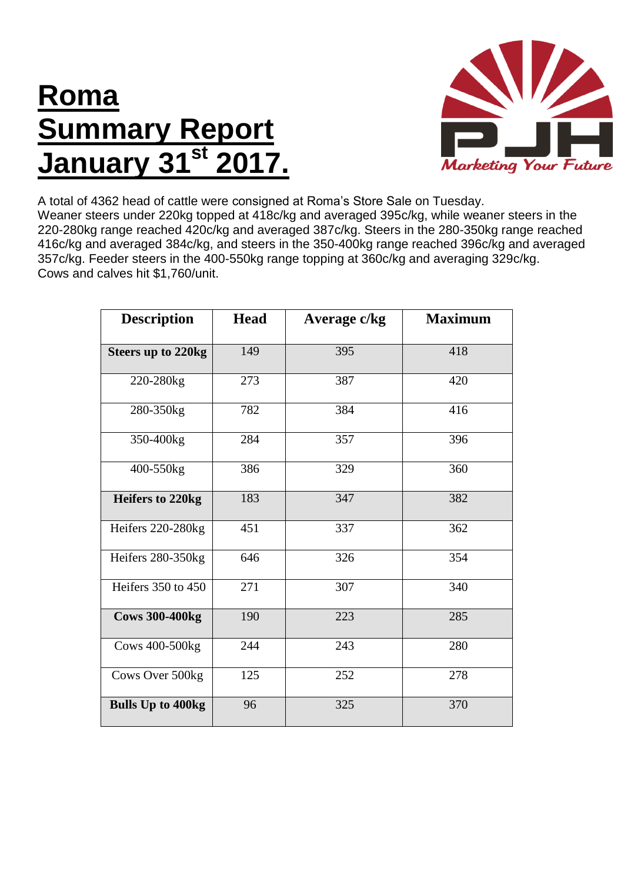# Roma
# Summary Report
# January 31st 2017.

A total of 4362 head of cattle were consigned at Roma's Store Sale on Tuesday.
Weaner steers under 220kg topped at 418c/kg and averaged 395c/kg, while weaner steers in the 220-280kg range reached 420c/kg and averaged 387c/kg. Steers in the 280-350kg range reached 416c/kg and averaged 384c/kg, and steers in the 350-400kg range reached 396c/kg and averaged 357c/kg. Feeder steers in the 400-550kg range topping at 360c/kg and averaging 329c/kg.
Cows and calves hit $1,760/unit.

| Description | Head | Average c/kg | Maximum |
|---|---|---|---|
| **Steers up to 220kg** | 149 | 395 | 418 |
| 220-280kg | 273 | 387 | 420 |
| 280-350kg | 782 | 384 | 416 |
| 350-400kg | 284 | 357 | 396 |
| 400-550kg | 386 | 329 | 360 |
| **Heifers to 220kg** | 183 | 347 | 382 |
| Heifers 220-280kg | 451 | 337 | 362 |
| Heifers 280-350kg | 646 | 326 | 354 |
| Heifers 350 to 450 | 271 | 307 | 340 |
| **Cows 300-400kg** | 190 | 223 | 285 |
| Cows 400-500kg | 244 | 243 | 280 |
| Cows Over 500kg | 125 | 252 | 278 |
| **Bulls Up to 400kg** | 96 | 325 | 370 |